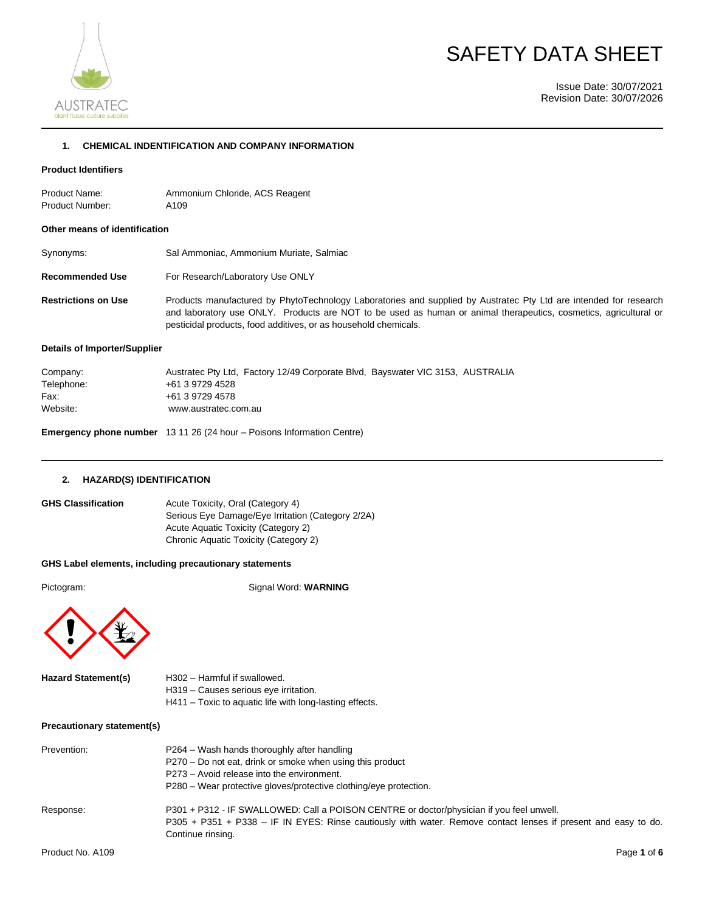# SAFETY DATA SHEET

Issue Date: 30/07/2021
Revision Date: 30/07/2026

## 1. CHEMICAL INDENTIFICATION AND COMPANY INFORMATION

### Product Identifiers

| | |
|---|---|
| Product Name: | Ammonium Chloride, ACS Reagent |
| Product Number: | A109 |

### Other means of identification

| | |
|---|---|
| Synonyms: | Sal Ammoniac, Ammonium Muriate, Salmiac |
| **Recommended Use** | For Research/Laboratory Use ONLY |
| **Restrictions on Use** | Products manufactured by PhytoTechnology Laboratories and supplied by Austratec Pty Ltd are intended for research and laboratory use ONLY. Products are NOT to be used as human or animal therapeutics, cosmetics, agricultural or pesticidal products, food additives, or as household chemicals. |

### Details of Importer/Supplier

| | |
|---|---|
| Company: | Austratec Pty Ltd, Factory 12/49 Corporate Blvd, Bayswater VIC 3153, AUSTRALIA |
| Telephone: | +61 3 9729 4528 |
| Fax: | +61 3 9729 4578 |
| Website: | www.austratec.com.au |

**Emergency phone number** 13 11 26 (24 hour – Poisons Information Centre)

## 2. HAZARD(S) IDENTIFICATION

**GHS Classification**
Acute Toxicity, Oral (Category 4)
Serious Eye Damage/Eye Irritation (Category 2/2A)
Acute Aquatic Toxicity (Category 2)
Chronic Aquatic Toxicity (Category 2)

### GHS Label elements, including precautionary statements

Pictogram:

Signal Word: **WARNING**

**Hazard Statement(s)**
H302 – Harmful if swallowed.
H319 – Causes serious eye irritation.
H411 – Toxic to aquatic life with long-lasting effects.

### Precautionary statement(s)

Prevention:
P264 – Wash hands thoroughly after handling
P270 – Do not eat, drink or smoke when using this product
P273 – Avoid release into the environment.
P280 – Wear protective gloves/protective clothing/eye protection.

Response:
P301 + P312 - IF SWALLOWED: Call a POISON CENTRE or doctor/physician if you feel unwell.
P305 + P351 + P338 – IF IN EYES: Rinse cautiously with water. Remove contact lenses if present and easy to do. Continue rinsing.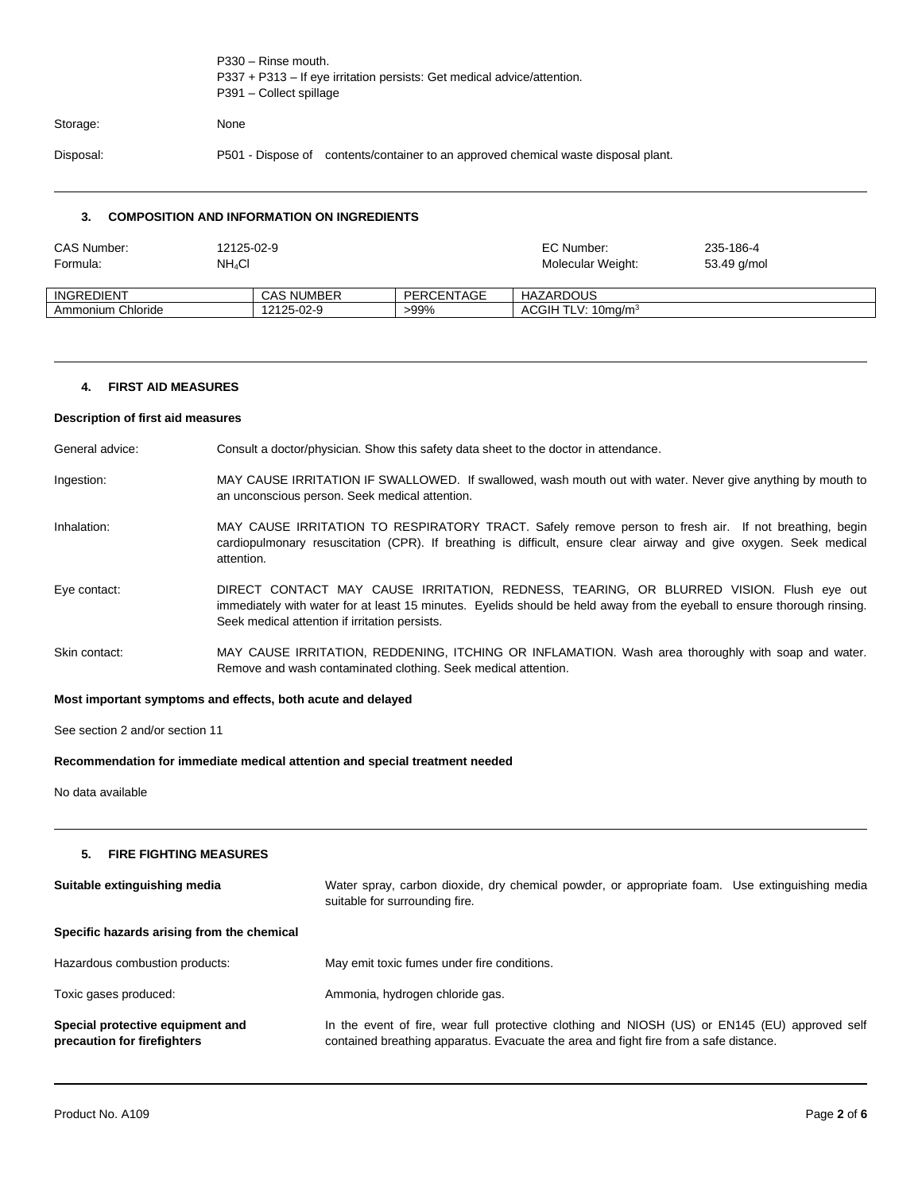P330 – Rinse mouth.
P337 + P313 – If eye irritation persists: Get medical advice/attention.
P391 – Collect spillage

Storage: None

Disposal: P501 - Dispose of contents/container to an approved chemical waste disposal plant.

## 3. COMPOSITION AND INFORMATION ON INGREDIENTS

CAS Number: 12125-02-9
Formula: $NH_4Cl$
EC Number: 235-186-4
Molecular Weight: 53.49 g/mol

| INGREDIENT | CAS NUMBER | PERCENTAGE | HAZARDOUS |
|---|---|---|---|
| Ammonium Chloride | 12125-02-9 | >99% | ACGIH TLV: 10mg/m$^3$ |

## 4. FIRST AID MEASURES

**Description of first aid measures**

General advice: Consult a doctor/physician. Show this safety data sheet to the doctor in attendance.

Ingestion: MAY CAUSE IRRITATION IF SWALLOWED. If swallowed, wash mouth out with water. Never give anything by mouth to an unconscious person. Seek medical attention.

Inhalation: MAY CAUSE IRRITATION TO RESPIRATORY TRACT. Safely remove person to fresh air. If not breathing, begin cardiopulmonary resuscitation (CPR). If breathing is difficult, ensure clear airway and give oxygen. Seek medical attention.

Eye contact: DIRECT CONTACT MAY CAUSE IRRITATION, REDNESS, TEARING, OR BLURRED VISION. Flush eye out immediately with water for at least 15 minutes. Eyelids should be held away from the eyeball to ensure thorough rinsing. Seek medical attention if irritation persists.

Skin contact: MAY CAUSE IRRITATION, REDDENING, ITCHING OR INFLAMATION. Wash area thoroughly with soap and water. Remove and wash contaminated clothing. Seek medical attention.

**Most important symptoms and effects, both acute and delayed**

See section 2 and/or section 11

**Recommendation for immediate medical attention and special treatment needed**

No data available

## 5. FIRE FIGHTING MEASURES

**Suitable extinguishing media**: Water spray, carbon dioxide, dry chemical powder, or appropriate foam. Use extinguishing media suitable for surrounding fire.

**Specific hazards arising from the chemical**

Hazardous combustion products: May emit toxic fumes under fire conditions.

Toxic gases produced: Ammonia, hydrogen chloride gas.

**Special protective equipment and precaution for firefighters**: In the event of fire, wear full protective clothing and NIOSH (US) or EN145 (EU) approved self contained breathing apparatus. Evacuate the area and fight fire from a safe distance.

Product No. A109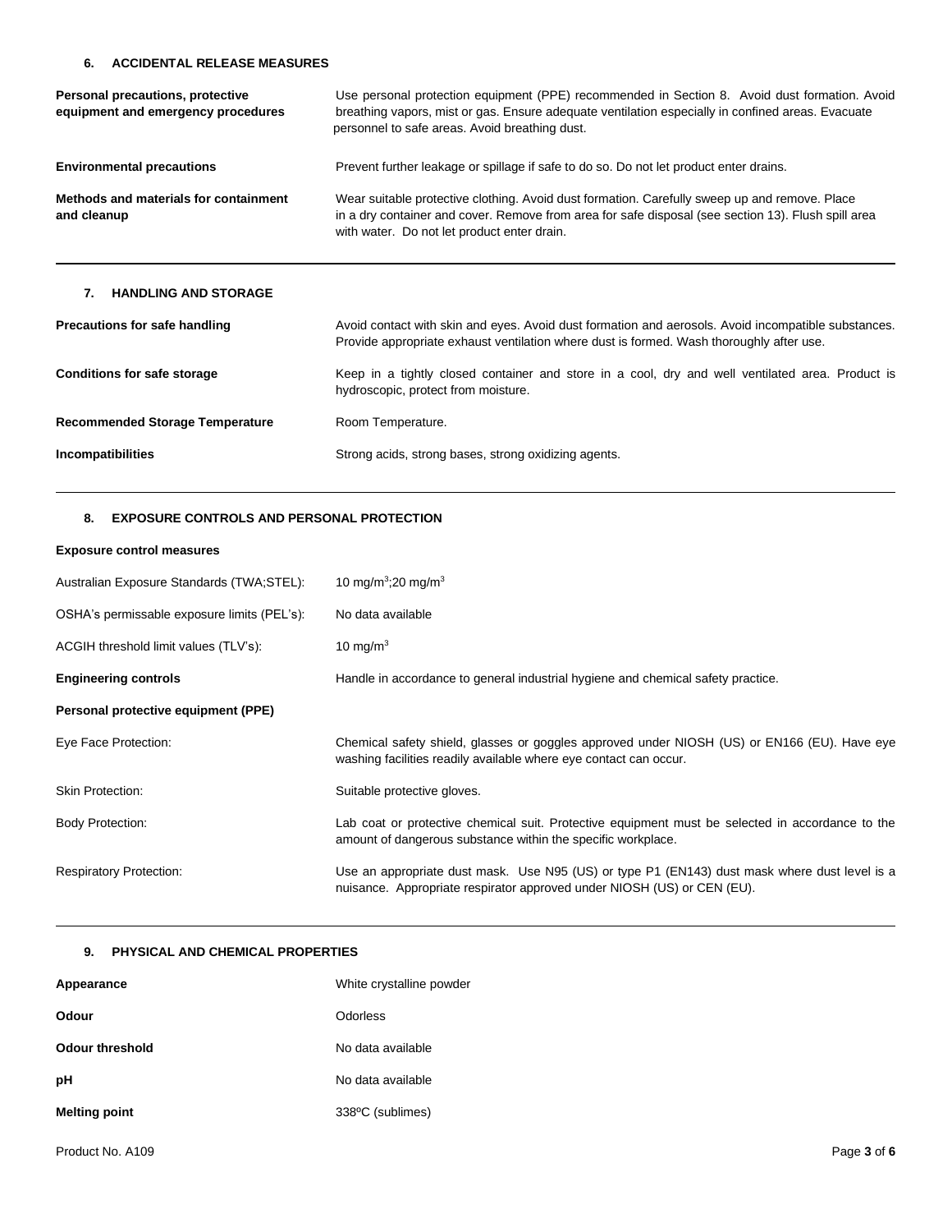## 6. ACCIDENTAL RELEASE MEASURES

| | |
|---|---|
| **Personal precautions, protective equipment and emergency procedures** | Use personal protection equipment (PPE) recommended in Section 8. Avoid dust formation. Avoid breathing vapors, mist or gas. Ensure adequate ventilation especially in confined areas. Evacuate personnel to safe areas. Avoid breathing dust. |
| **Environmental precautions** | Prevent further leakage or spillage if safe to do so. Do not let product enter drains. |
| **Methods and materials for containment and cleanup** | Wear suitable protective clothing. Avoid dust formation. Carefully sweep up and remove. Place in a dry container and cover. Remove from area for safe disposal (see section 13). Flush spill area with water. Do not let product enter drain. |

## 7. HANDLING AND STORAGE

| | |
|---|---|
| **Precautions for safe handling** | Avoid contact with skin and eyes. Avoid dust formation and aerosols. Avoid incompatible substances. Provide appropriate exhaust ventilation where dust is formed. Wash thoroughly after use. |
| **Conditions for safe storage** | Keep in a tightly closed container and store in a cool, dry and well ventilated area. Product is hydroscopic, protect from moisture. |
| **Recommended Storage Temperature** | Room Temperature. |
| **Incompatibilities** | Strong acids, strong bases, strong oxidizing agents. |

## 8. EXPOSURE CONTROLS AND PERSONAL PROTECTION

**Exposure control measures**

| | |
|---|---|
| Australian Exposure Standards (TWA;STEL): | 10 $mg/m^3$;20 $mg/m^3$ |
| OSHA's permissable exposure limits (PEL's): | No data available |
| ACGIH threshold limit values (TLV's): | 10 $mg/m^3$ |
| **Engineering controls** | Handle in accordance to general industrial hygiene and chemical safety practice. |

**Personal protective equipment (PPE)**

| | |
|---|---|
| Eye Face Protection: | Chemical safety shield, glasses or goggles approved under NIOSH (US) or EN166 (EU). Have eye washing facilities readily available where eye contact can occur. |
| Skin Protection: | Suitable protective gloves. |
| Body Protection: | Lab coat or protective chemical suit. Protective equipment must be selected in accordance to the amount of dangerous substance within the specific workplace. |
| Respiratory Protection: | Use an appropriate dust mask. Use N95 (US) or type P1 (EN143) dust mask where dust level is a nuisance. Appropriate respirator approved under NIOSH (US) or CEN (EU). |

## 9. PHYSICAL AND CHEMICAL PROPERTIES

| | |
|---|---|
| **Appearance** | White crystalline powder |
| **Odour** | Odorless |
| **Odour threshold** | No data available |
| **pH** | No data available |
| **Melting point** | 338ºC (sublimes) |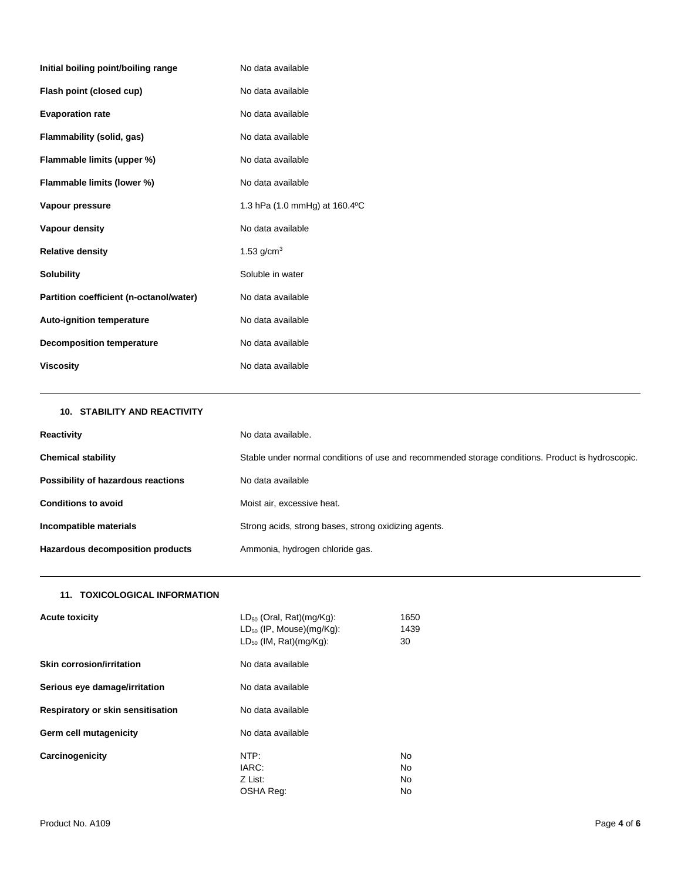| | |
|---|---|
| **Initial boiling point/boiling range** | No data available |
| **Flash point (closed cup)** | No data available |
| **Evaporation rate** | No data available |
| **Flammability (solid, gas)** | No data available |
| **Flammable limits (upper %)** | No data available |
| **Flammable limits (lower %)** | No data available |
| **Vapour pressure** | 1.3 hPa (1.0 mmHg) at 160.4ºC |
| **Vapour density** | No data available |
| **Relative density** | 1.53 g/cm$^3$ |
| **Solubility** | Soluble in water |
| **Partition coefficient (n-octanol/water)** | No data available |
| **Auto-ignition temperature** | No data available |
| **Decomposition temperature** | No data available |
| **Viscosity** | No data available |

## 10. STABILITY AND REACTIVITY

| | |
|---|---|
| **Reactivity** | No data available. |
| **Chemical stability** | Stable under normal conditions of use and recommended storage conditions. Product is hydroscopic. |
| **Possibility of hazardous reactions** | No data available |
| **Conditions to avoid** | Moist air, excessive heat. |
| **Incompatible materials** | Strong acids, strong bases, strong oxidizing agents. |
| **Hazardous decomposition products** | Ammonia, hydrogen chloride gas. |

## 11. TOXICOLOGICAL INFORMATION

| | | |
|---|---|---|
| **Acute toxicity** | $LD_{50}$ (Oral, Rat)(mg/Kg):<br>$LD_{50}$ (IP, Mouse)(mg/Kg):<br>$LD_{50}$ (IM, Rat)(mg/Kg): | 1650<br>1439<br>30 |
| **Skin corrosion/irritation** | No data available | |
| **Serious eye damage/irritation** | No data available | |
| **Respiratory or skin sensitisation** | No data available | |
| **Germ cell mutagenicity** | No data available | |
| **Carcinogenicity** | NTP:<br>IARC:<br>Z List:<br>OSHA Reg: | No<br>No<br>No<br>No |

Product No. A109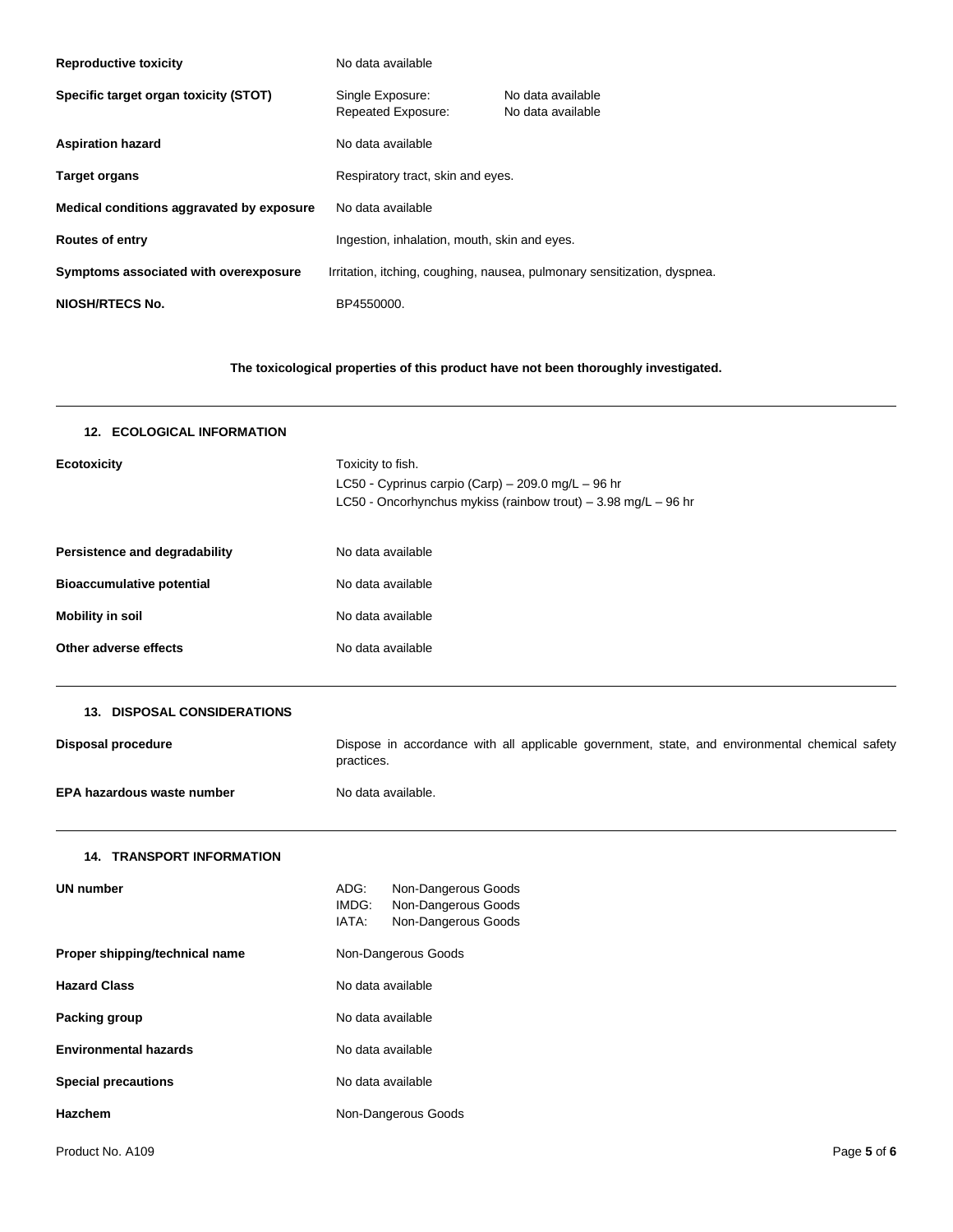| | | |
|---|---|---|
| **Reproductive toxicity** | No data available | |
| **Specific target organ toxicity (STOT)** | Single Exposure: | No data available |
| | Repeated Exposure: | No data available |
| **Aspiration hazard** | No data available | |
| **Target organs** | Respiratory tract, skin and eyes. | |
| **Medical conditions aggravated by exposure** | No data available | |
| **Routes of entry** | Ingestion, inhalation, mouth, skin and eyes. | |
| **Symptoms associated with overexposure** | Irritation, itching, coughing, nausea, pulmonary sensitization, dyspnea. | |
| **NIOSH/RTECS No.** | BP4550000. | |

**The toxicological properties of this product have not been thoroughly investigated.**

## 12. ECOLOGICAL INFORMATION

| | |
|---|---|
| **Ecotoxicity** | Toxicity to fish.<br>LC50 - Cyprinus carpio (Carp) – 209.0 mg/L – 96 hr<br>LC50 - Oncorhynchus mykiss (rainbow trout) – 3.98 mg/L – 96 hr |
| **Persistence and degradability** | No data available |
| **Bioaccumulative potential** | No data available |
| **Mobility in soil** | No data available |
| **Other adverse effects** | No data available |

## 13. DISPOSAL CONSIDERATIONS

| | |
|---|---|
| **Disposal procedure** | Dispose in accordance with all applicable government, state, and environmental chemical safety practices. |
| **EPA hazardous waste number** | No data available. |

## 14. TRANSPORT INFORMATION

| | |
|---|---|
| **UN number** | ADG: Non-Dangerous Goods<br>IMDG: Non-Dangerous Goods<br>IATA: Non-Dangerous Goods |
| **Proper shipping/technical name** | Non-Dangerous Goods |
| **Hazard Class** | No data available |
| **Packing group** | No data available |
| **Environmental hazards** | No data available |
| **Special precautions** | No data available |
| **Hazchem** | Non-Dangerous Goods |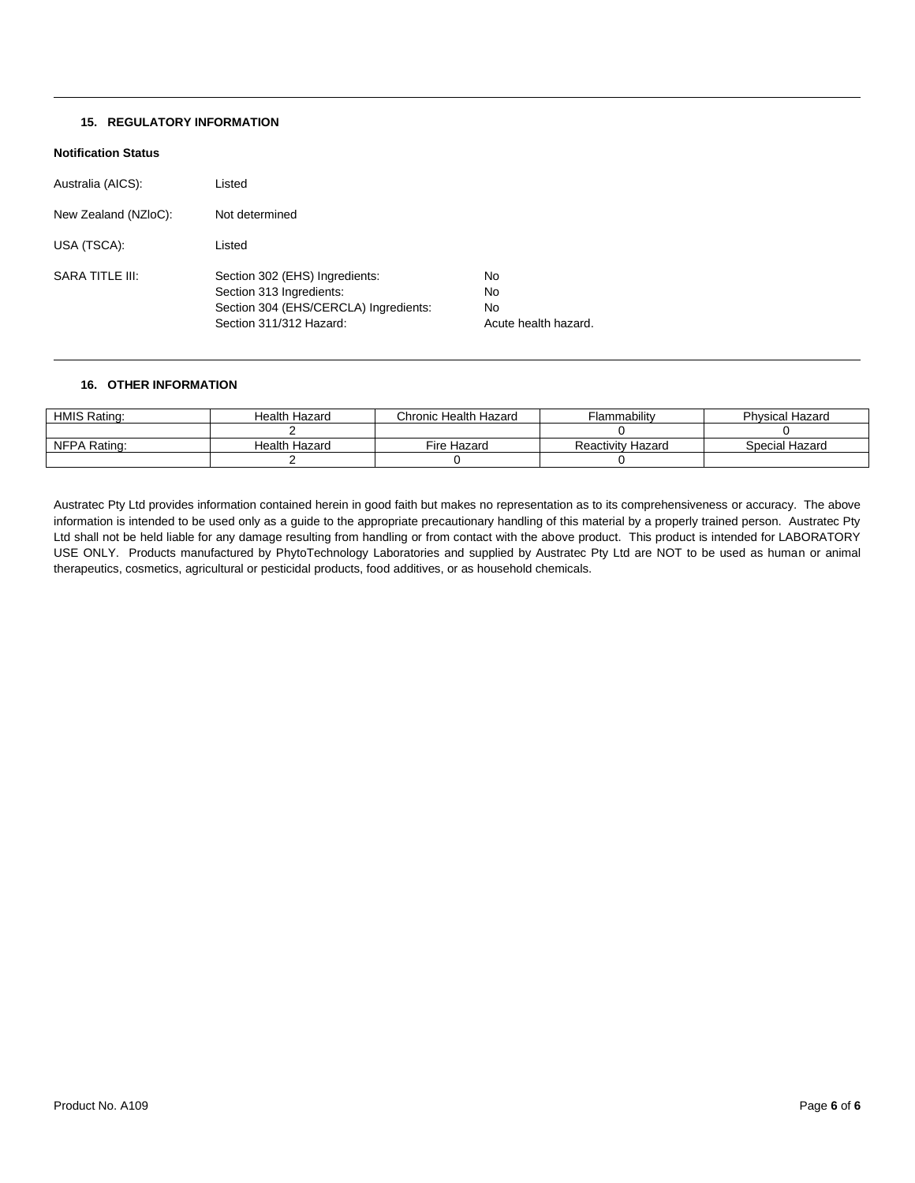## 15. REGULATORY INFORMATION

**Notification Status**

Australia (AICS): Listed

New Zealand (NZloC): Not determined

USA (TSCA): Listed

SARA TITLE III:

| | | |
|---|---|---|
| SARA TITLE III: | Section 302 (EHS) Ingredients: | No |
| | Section 313 Ingredients: | No |
| | Section 304 (EHS/CERCLA) Ingredients: | No |
| | Section 311/312 Hazard: | Acute health hazard. |

## 16. OTHER INFORMATION

| HMIS Rating: | Health Hazard | Chronic Health Hazard | Flammability | Physical Hazard |
|---|---|---|---|---|
| | 2 | | 0 | 0 |
| NFPA Rating: | Health Hazard | Fire Hazard | Reactivity Hazard | Special Hazard |
| | 2 | 0 | 0 | |

Austratec Pty Ltd provides information contained herein in good faith but makes no representation as to its comprehensiveness or accuracy. The above information is intended to be used only as a guide to the appropriate precautionary handling of this material by a properly trained person. Austratec Pty Ltd shall not be held liable for any damage resulting from handling or from contact with the above product. This product is intended for LABORATORY USE ONLY. Products manufactured by PhytoTechnology Laboratories and supplied by Austratec Pty Ltd are NOT to be used as human or animal therapeutics, cosmetics, agricultural or pesticidal products, food additives, or as household chemicals.

Product No. A109